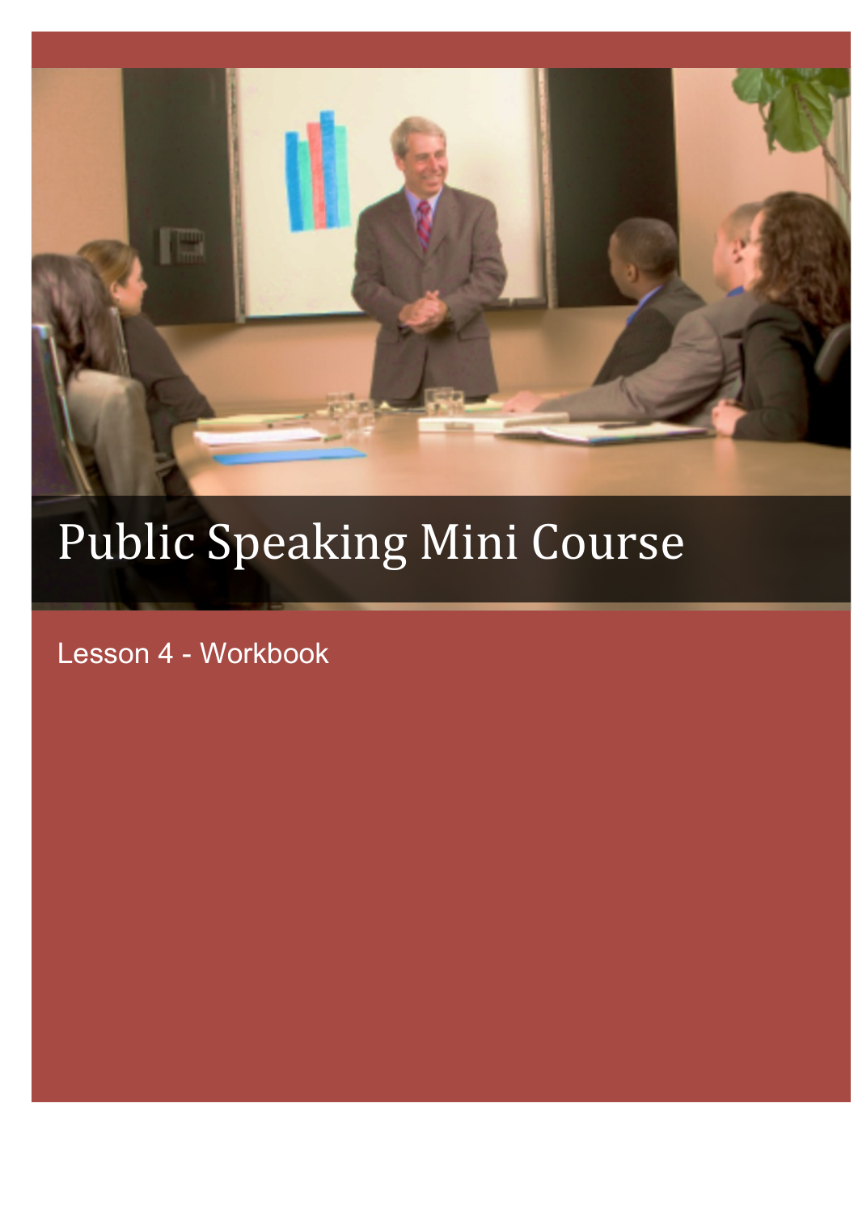# Public Speaking Mini Course

Lesson 4 - Workbook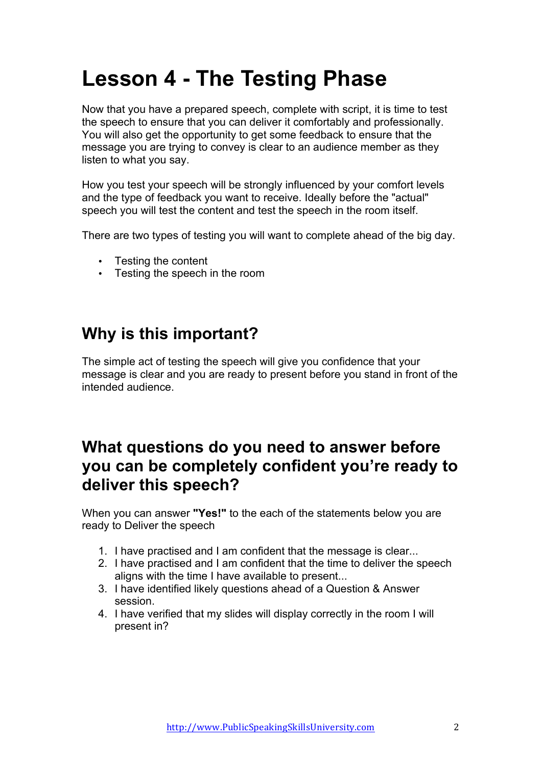# Lesson 4 - The Testing Phase

Now that you have a prepared speech, complete with script, it is time to test the speech to ensure that you can deliver it comfortably and professionally. You will also get the opportunity to get some feedback to ensure that the message you are trying to convey is clear to an audience member as they listen to what you say.

How you test your speech will be strongly influenced by your comfort levels and the type of feedback you want to receive. Ideally before the "actual" speech you will test the content and test the speech in the room itself.

There are two types of testing you will want to complete ahead of the big day.

- Testing the content
- Testing the speech in the room

## Why is this important?

The simple act of testing the speech will give you confidence that your message is clear and you are ready to present before you stand in front of the intended audience.

## What questions do you need to answer before you can be completely confident you're ready to deliver this speech?

When you can answer **"Yes!"** to the each of the statements below you are ready to Deliver the speech

1. I have practised and I am confident that the message is clear...
2. I have practised and I am confident that the time to deliver the speech aligns with the time I have available to present...
3. I have identified likely questions ahead of a Question & Answer session.
4. I have verified that my slides will display correctly in the room I will present in?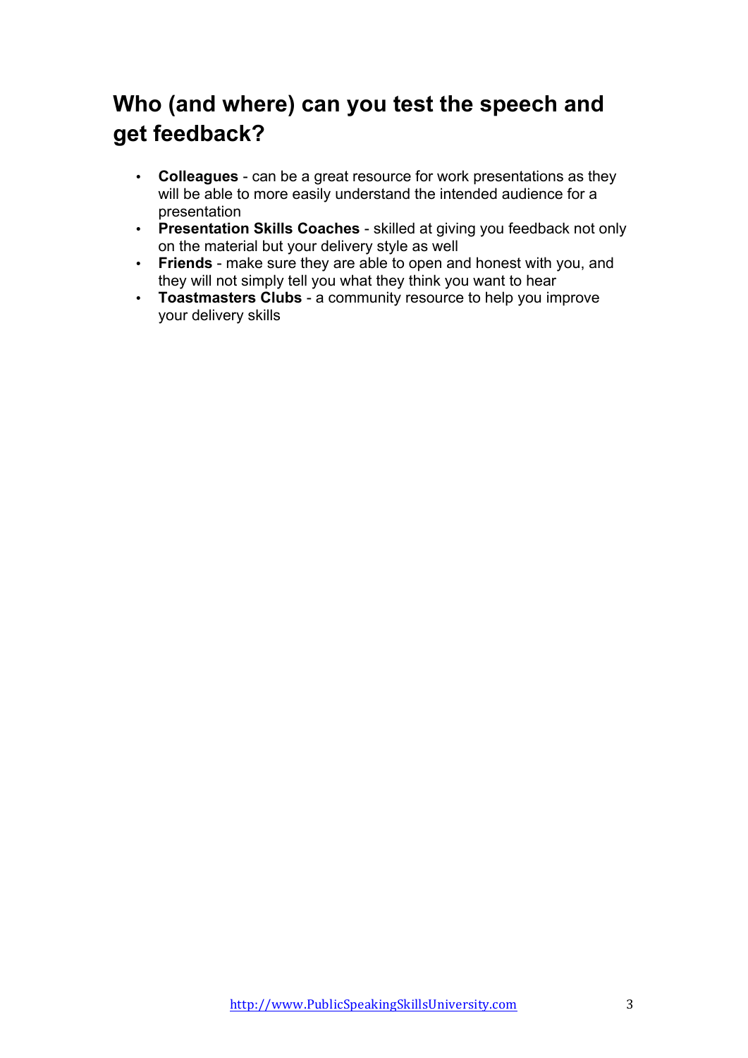## Who (and where) can you test the speech and get feedback?

- **Colleagues** - can be a great resource for work presentations as they will be able to more easily understand the intended audience for a presentation
- **Presentation Skills Coaches** - skilled at giving you feedback not only on the material but your delivery style as well
- **Friends** - make sure they are able to open and honest with you, and they will not simply tell you what they think you want to hear
- **Toastmasters Clubs** - a community resource to help you improve your delivery skills